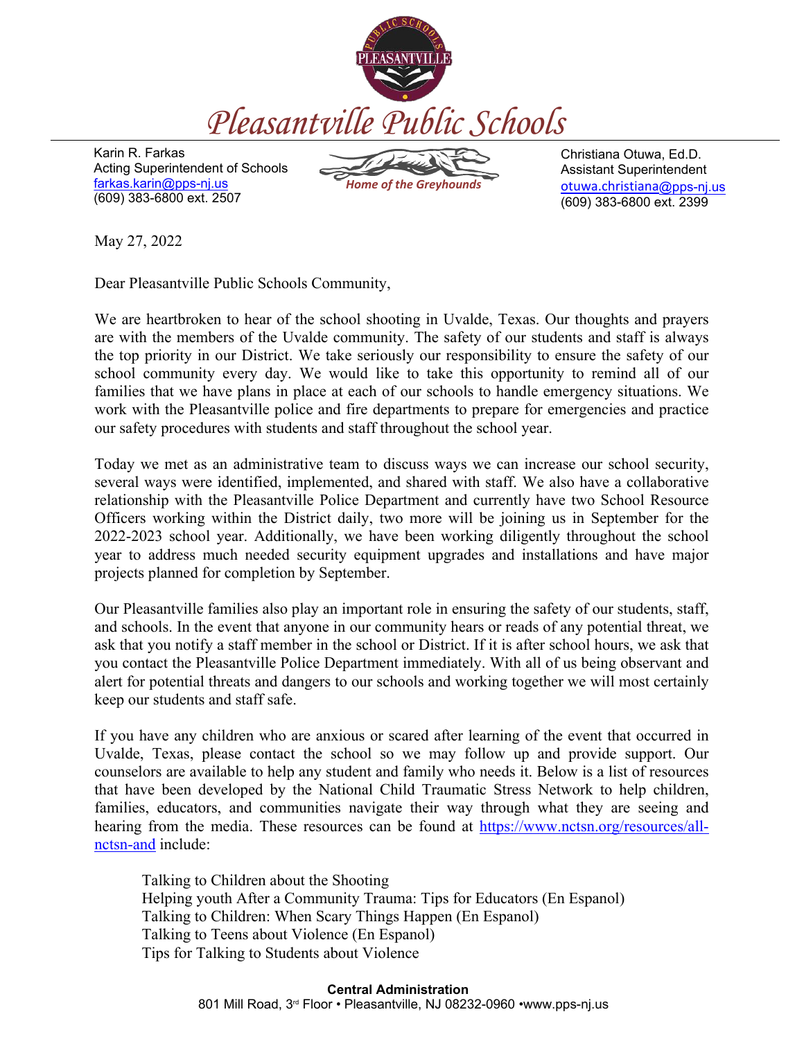# Pleasantville Public Schools

Karin R. Farkas
Acting Superintendent of Schools
farkas.karin@pps-nj.us
(609) 383-6800 ext. 2507

*Home of the Greyhounds*

Christiana Otuwa, Ed.D.
Assistant Superintendent
otuwa.christiana@pps-nj.us
(609) 383-6800 ext. 2399

May 27, 2022

Dear Pleasantville Public Schools Community,

We are heartbroken to hear of the school shooting in Uvalde, Texas. Our thoughts and prayers are with the members of the Uvalde community. The safety of our students and staff is always the top priority in our District. We take seriously our responsibility to ensure the safety of our school community every day. We would like to take this opportunity to remind all of our families that we have plans in place at each of our schools to handle emergency situations. We work with the Pleasantville police and fire departments to prepare for emergencies and practice our safety procedures with students and staff throughout the school year.

Today we met as an administrative team to discuss ways we can increase our school security, several ways were identified, implemented, and shared with staff. We also have a collaborative relationship with the Pleasantville Police Department and currently have two School Resource Officers working within the District daily, two more will be joining us in September for the 2022-2023 school year. Additionally, we have been working diligently throughout the school year to address much needed security equipment upgrades and installations and have major projects planned for completion by September.

Our Pleasantville families also play an important role in ensuring the safety of our students, staff, and schools. In the event that anyone in our community hears or reads of any potential threat, we ask that you notify a staff member in the school or District. If it is after school hours, we ask that you contact the Pleasantville Police Department immediately. With all of us being observant and alert for potential threats and dangers to our schools and working together we will most certainly keep our students and staff safe.

If you have any children who are anxious or scared after learning of the event that occurred in Uvalde, Texas, please contact the school so we may follow up and provide support. Our counselors are available to help any student and family who needs it. Below is a list of resources that have been developed by the National Child Traumatic Stress Network to help children, families, educators, and communities navigate their way through what they are seeing and hearing from the media. These resources can be found at https://www.nctsn.org/resources/all-nctsn-and include:

Talking to Children about the Shooting
Helping youth After a Community Trauma: Tips for Educators (En Espanol)
Talking to Children: When Scary Things Happen (En Espanol)
Talking to Teens about Violence (En Espanol)
Tips for Talking to Students about Violence

**Central Administration**
801 Mill Road, 3rd Floor • Pleasantville, NJ 08232-0960 •www.pps-nj.us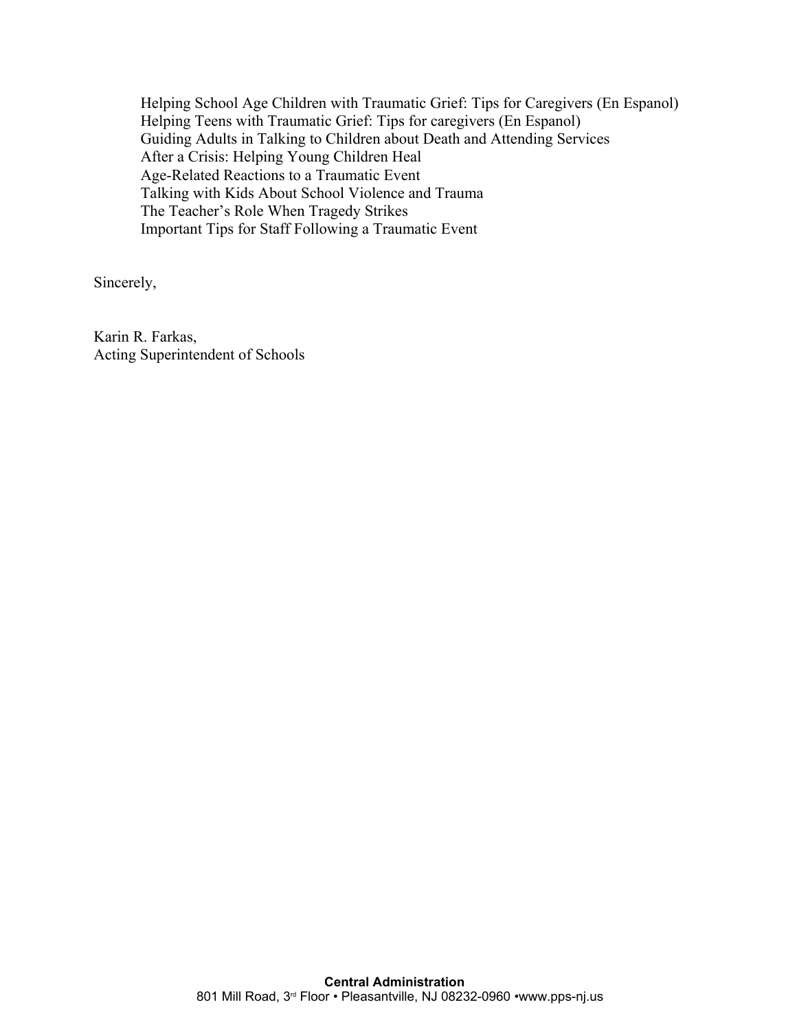Helping School Age Children with Traumatic Grief: Tips for Caregivers (En Espanol)
Helping Teens with Traumatic Grief: Tips for caregivers (En Espanol)
Guiding Adults in Talking to Children about Death and Attending Services
After a Crisis: Helping Young Children Heal
Age-Related Reactions to a Traumatic Event
Talking with Kids About School Violence and Trauma
The Teacher's Role When Tragedy Strikes
Important Tips for Staff Following a Traumatic Event

Sincerely,

Karin R. Farkas,
Acting Superintendent of Schools